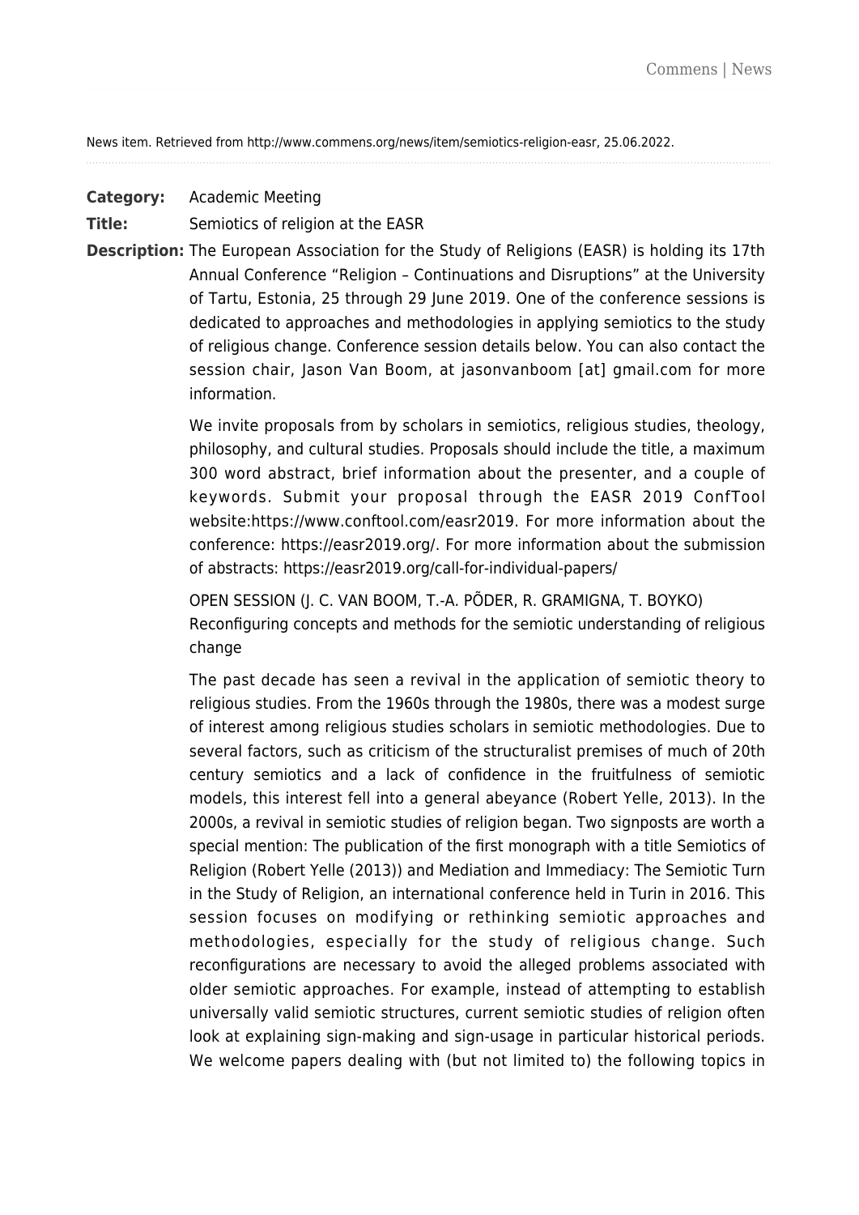News item. Retrieved from http://www.commens.org/news/item/semiotics-religion-easr, 25.06.2022.

**Category:** Academic Meeting

**Title:** Semiotics of religion at the EASR

**Description:** The European Association for the Study of Religions (EASR) is holding its 17th Annual Conference "Religion – Continuations and Disruptions" at the University of Tartu, Estonia, 25 through 29 June 2019. One of the conference sessions is dedicated to approaches and methodologies in applying semiotics to the study of religious change. Conference session details below. You can also contact the session chair, Jason Van Boom, at jasonvanboom [at] gmail.com for more information.

We invite proposals from by scholars in semiotics, religious studies, theology, philosophy, and cultural studies. Proposals should include the title, a maximum 300 word abstract, brief information about the presenter, and a couple of keywords. Submit your proposal through the EASR 2019 ConfTool website:https://www.conftool.com/easr2019. For more information about the conference: https://easr2019.org/. For more information about the submission of abstracts: https://easr2019.org/call-for-individual-papers/

OPEN SESSION (J. C. VAN BOOM, T.-A. PÕDER, R. GRAMIGNA, T. BOYKO)
Reconfiguring concepts and methods for the semiotic understanding of religious change

The past decade has seen a revival in the application of semiotic theory to religious studies. From the 1960s through the 1980s, there was a modest surge of interest among religious studies scholars in semiotic methodologies. Due to several factors, such as criticism of the structuralist premises of much of 20th century semiotics and a lack of confidence in the fruitfulness of semiotic models, this interest fell into a general abeyance (Robert Yelle, 2013). In the 2000s, a revival in semiotic studies of religion began. Two signposts are worth a special mention: The publication of the first monograph with a title Semiotics of Religion (Robert Yelle (2013)) and Mediation and Immediacy: The Semiotic Turn in the Study of Religion, an international conference held in Turin in 2016. This session focuses on modifying or rethinking semiotic approaches and methodologies, especially for the study of religious change. Such reconfigurations are necessary to avoid the alleged problems associated with older semiotic approaches. For example, instead of attempting to establish universally valid semiotic structures, current semiotic studies of religion often look at explaining sign-making and sign-usage in particular historical periods. We welcome papers dealing with (but not limited to) the following topics in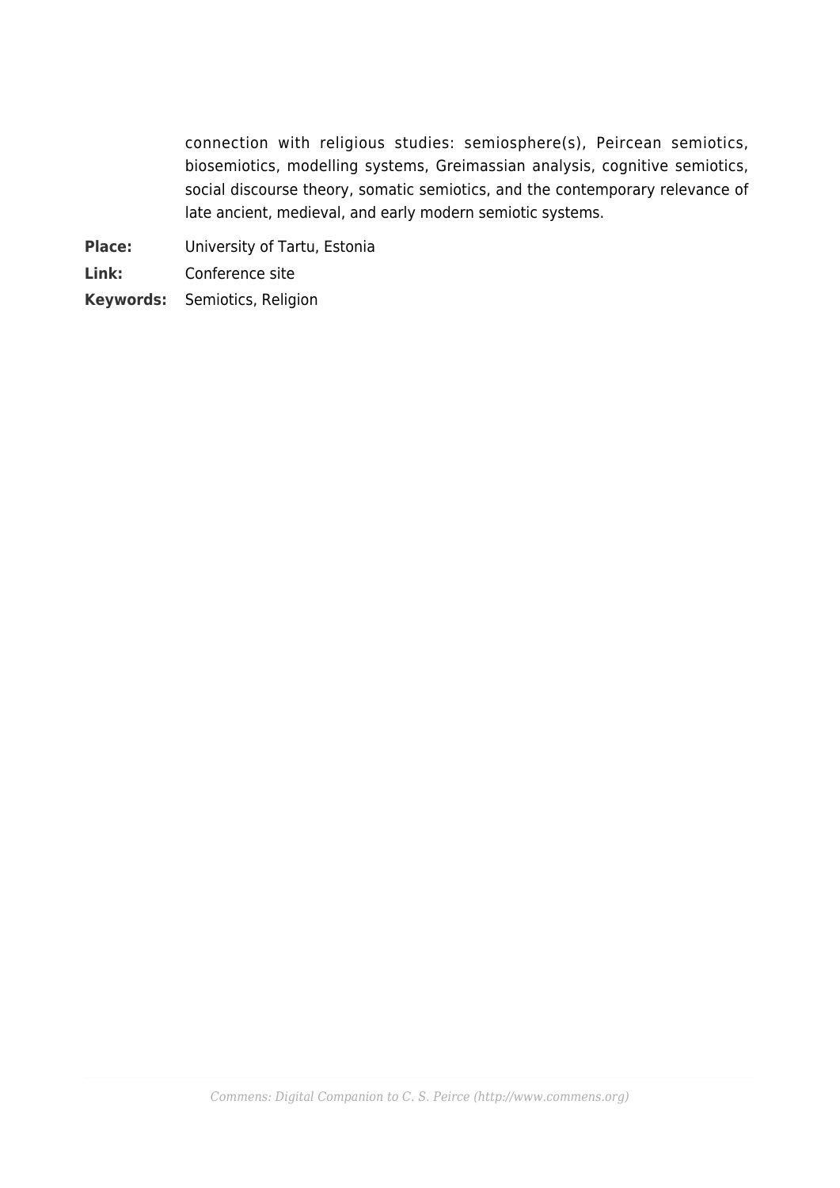connection with religious studies: semiosphere(s), Peircean semiotics, biosemiotics, modelling systems, Greimassian analysis, cognitive semiotics, social discourse theory, somatic semiotics, and the contemporary relevance of late ancient, medieval, and early modern semiotic systems.

**Place:** University of Tartu, Estonia

**Link:** Conference site

**Keywords:** Semiotics, Religion